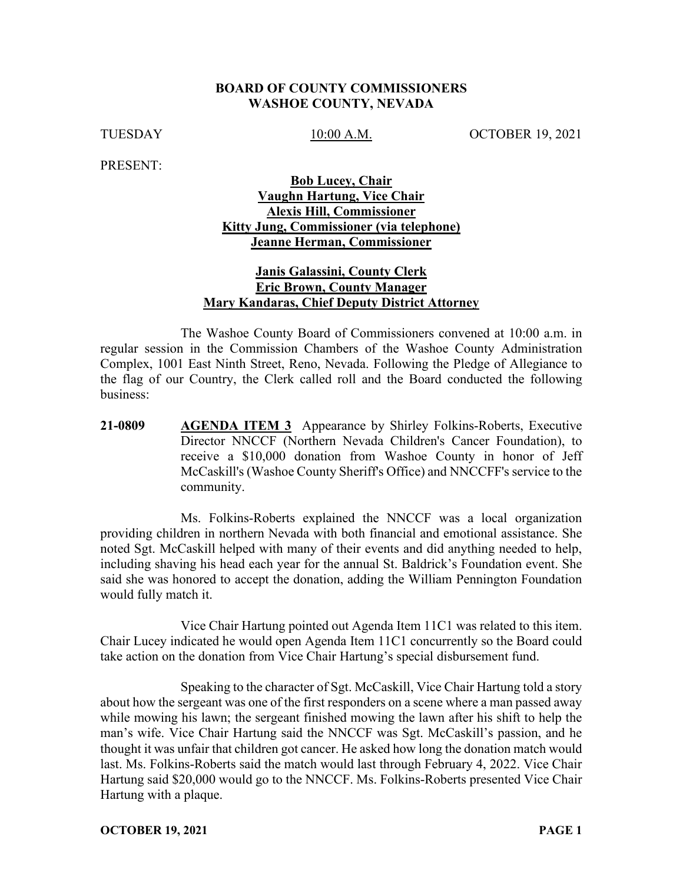**BOARD OF COUNTY COMMISSIONERS**
**WASHOE COUNTY, NEVADA**

TUESDAY 10:00 A.M. OCTOBER 19, 2021

PRESENT:

**Bob Lucey, Chair**
**Vaughn Hartung, Vice Chair**
**Alexis Hill, Commissioner**
**Kitty Jung, Commissioner (via telephone)**
**Jeanne Herman, Commissioner**

**Janis Galassini, County Clerk**
**Eric Brown, County Manager**
**Mary Kandaras, Chief Deputy District Attorney**

The Washoe County Board of Commissioners convened at 10:00 a.m. in regular session in the Commission Chambers of the Washoe County Administration Complex, 1001 East Ninth Street, Reno, Nevada. Following the Pledge of Allegiance to the flag of our Country, the Clerk called roll and the Board conducted the following business:

**21-0809** **AGENDA ITEM 3** Appearance by Shirley Folkins-Roberts, Executive Director NNCCF (Northern Nevada Children's Cancer Foundation), to receive a $10,000 donation from Washoe County in honor of Jeff McCaskill's (Washoe County Sheriff's Office) and NNCCFF's service to the community.

Ms. Folkins-Roberts explained the NNCCF was a local organization providing children in northern Nevada with both financial and emotional assistance. She noted Sgt. McCaskill helped with many of their events and did anything needed to help, including shaving his head each year for the annual St. Baldrick's Foundation event. She said she was honored to accept the donation, adding the William Pennington Foundation would fully match it.

Vice Chair Hartung pointed out Agenda Item 11C1 was related to this item. Chair Lucey indicated he would open Agenda Item 11C1 concurrently so the Board could take action on the donation from Vice Chair Hartung's special disbursement fund.

Speaking to the character of Sgt. McCaskill, Vice Chair Hartung told a story about how the sergeant was one of the first responders on a scene where a man passed away while mowing his lawn; the sergeant finished mowing the lawn after his shift to help the man's wife. Vice Chair Hartung said the NNCCF was Sgt. McCaskill's passion, and he thought it was unfair that children got cancer. He asked how long the donation match would last. Ms. Folkins-Roberts said the match would last through February 4, 2022. Vice Chair Hartung said $20,000 would go to the NNCCF. Ms. Folkins-Roberts presented Vice Chair Hartung with a plaque.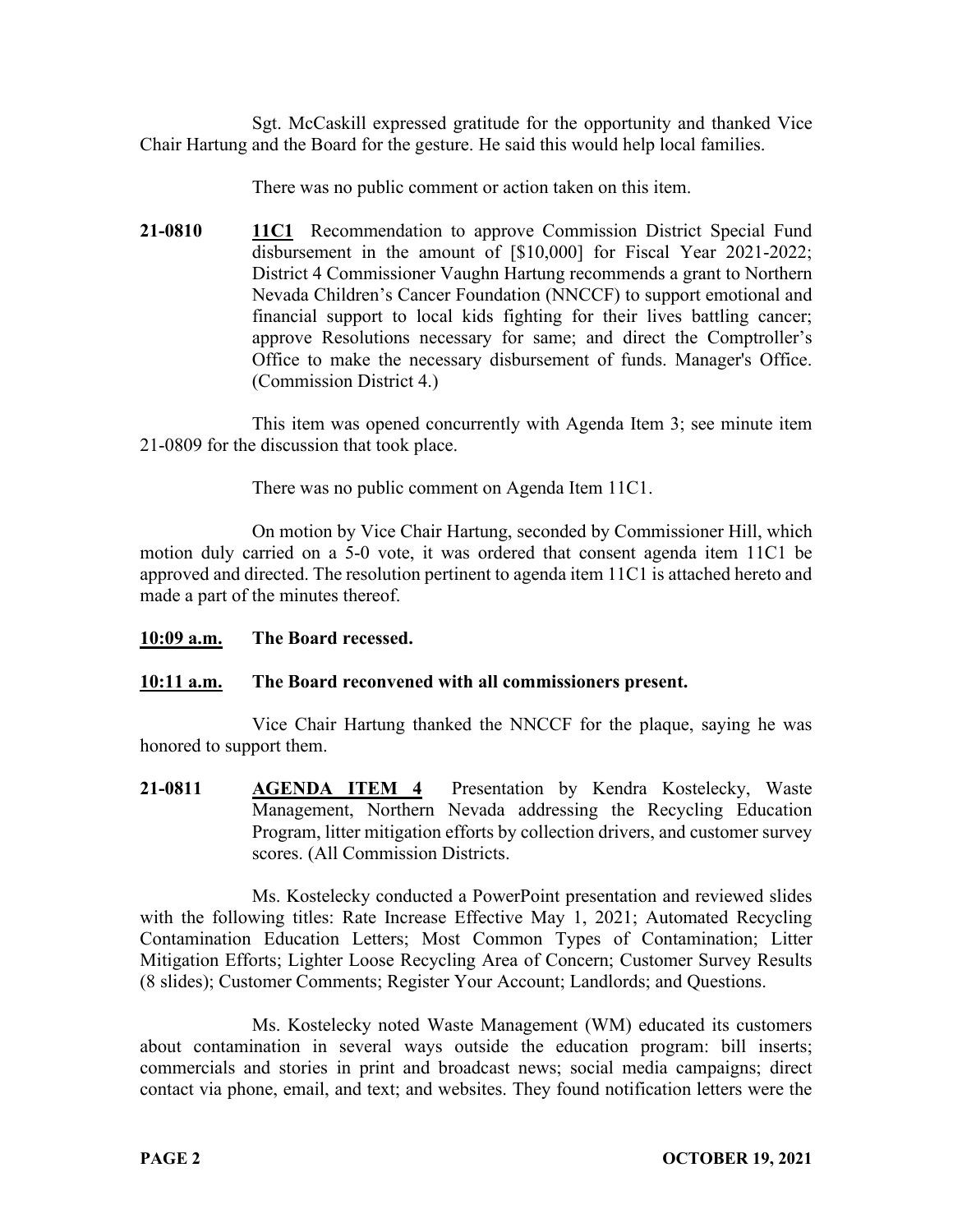Sgt. McCaskill expressed gratitude for the opportunity and thanked Vice Chair Hartung and the Board for the gesture. He said this would help local families.

There was no public comment or action taken on this item.

**21-0810** **11C1** Recommendation to approve Commission District Special Fund disbursement in the amount of [$10,000] for Fiscal Year 2021-2022; District 4 Commissioner Vaughn Hartung recommends a grant to Northern Nevada Children's Cancer Foundation (NNCCF) to support emotional and financial support to local kids fighting for their lives battling cancer; approve Resolutions necessary for same; and direct the Comptroller's Office to make the necessary disbursement of funds. Manager's Office. (Commission District 4.)

This item was opened concurrently with Agenda Item 3; see minute item 21-0809 for the discussion that took place.

There was no public comment on Agenda Item 11C1.

On motion by Vice Chair Hartung, seconded by Commissioner Hill, which motion duly carried on a 5-0 vote, it was ordered that consent agenda item 11C1 be approved and directed. The resolution pertinent to agenda item 11C1 is attached hereto and made a part of the minutes thereof.

**10:09 a.m.** **The Board recessed.**

**10:11 a.m.** **The Board reconvened with all commissioners present.**

Vice Chair Hartung thanked the NNCCF for the plaque, saying he was honored to support them.

**21-0811** **AGENDA ITEM 4** Presentation by Kendra Kostelecky, Waste Management, Northern Nevada addressing the Recycling Education Program, litter mitigation efforts by collection drivers, and customer survey scores. (All Commission Districts.

Ms. Kostelecky conducted a PowerPoint presentation and reviewed slides with the following titles: Rate Increase Effective May 1, 2021; Automated Recycling Contamination Education Letters; Most Common Types of Contamination; Litter Mitigation Efforts; Lighter Loose Recycling Area of Concern; Customer Survey Results (8 slides); Customer Comments; Register Your Account; Landlords; and Questions.

Ms. Kostelecky noted Waste Management (WM) educated its customers about contamination in several ways outside the education program: bill inserts; commercials and stories in print and broadcast news; social media campaigns; direct contact via phone, email, and text; and websites. They found notification letters were the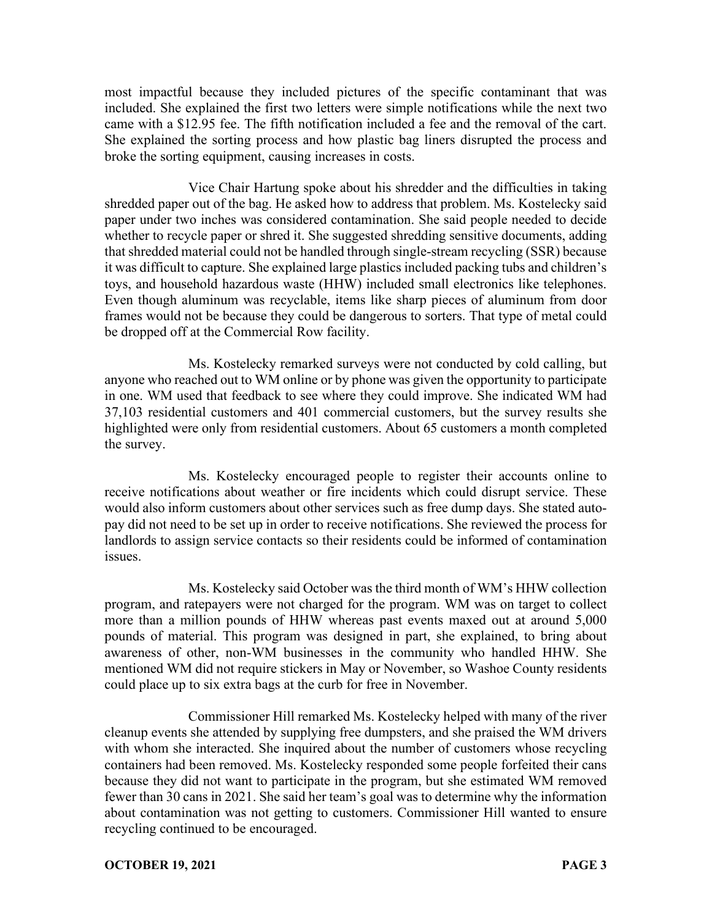most impactful because they included pictures of the specific contaminant that was included. She explained the first two letters were simple notifications while the next two came with a $12.95 fee. The fifth notification included a fee and the removal of the cart. She explained the sorting process and how plastic bag liners disrupted the process and broke the sorting equipment, causing increases in costs.

Vice Chair Hartung spoke about his shredder and the difficulties in taking shredded paper out of the bag. He asked how to address that problem. Ms. Kostelecky said paper under two inches was considered contamination. She said people needed to decide whether to recycle paper or shred it. She suggested shredding sensitive documents, adding that shredded material could not be handled through single-stream recycling (SSR) because it was difficult to capture. She explained large plastics included packing tubs and children's toys, and household hazardous waste (HHW) included small electronics like telephones. Even though aluminum was recyclable, items like sharp pieces of aluminum from door frames would not be because they could be dangerous to sorters. That type of metal could be dropped off at the Commercial Row facility.

Ms. Kostelecky remarked surveys were not conducted by cold calling, but anyone who reached out to WM online or by phone was given the opportunity to participate in one. WM used that feedback to see where they could improve. She indicated WM had 37,103 residential customers and 401 commercial customers, but the survey results she highlighted were only from residential customers. About 65 customers a month completed the survey.

Ms. Kostelecky encouraged people to register their accounts online to receive notifications about weather or fire incidents which could disrupt service. These would also inform customers about other services such as free dump days. She stated auto-pay did not need to be set up in order to receive notifications. She reviewed the process for landlords to assign service contacts so their residents could be informed of contamination issues.

Ms. Kostelecky said October was the third month of WM's HHW collection program, and ratepayers were not charged for the program. WM was on target to collect more than a million pounds of HHW whereas past events maxed out at around 5,000 pounds of material. This program was designed in part, she explained, to bring about awareness of other, non-WM businesses in the community who handled HHW. She mentioned WM did not require stickers in May or November, so Washoe County residents could place up to six extra bags at the curb for free in November.

Commissioner Hill remarked Ms. Kostelecky helped with many of the river cleanup events she attended by supplying free dumpsters, and she praised the WM drivers with whom she interacted. She inquired about the number of customers whose recycling containers had been removed. Ms. Kostelecky responded some people forfeited their cans because they did not want to participate in the program, but she estimated WM removed fewer than 30 cans in 2021. She said her team's goal was to determine why the information about contamination was not getting to customers. Commissioner Hill wanted to ensure recycling continued to be encouraged.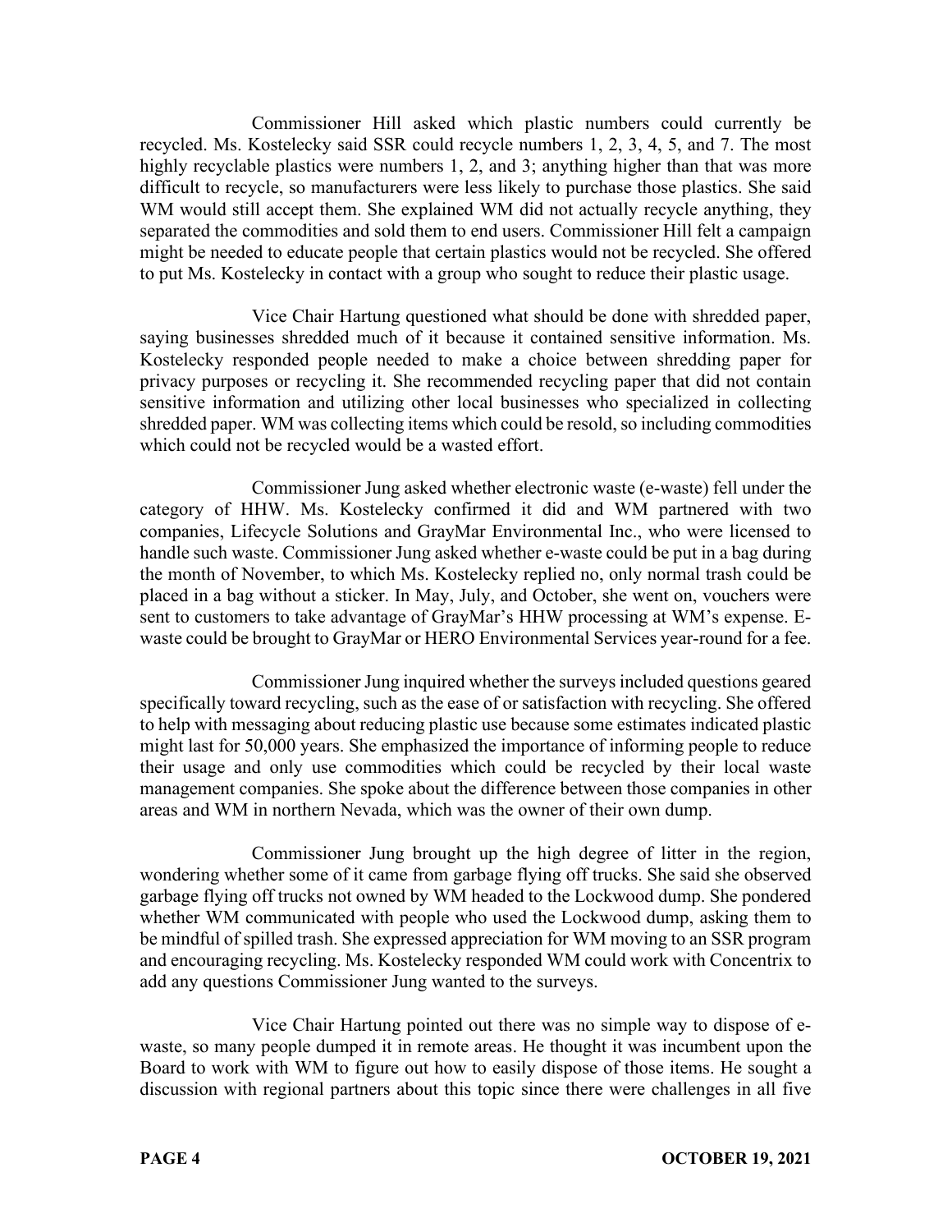Commissioner Hill asked which plastic numbers could currently be recycled. Ms. Kostelecky said SSR could recycle numbers 1, 2, 3, 4, 5, and 7. The most highly recyclable plastics were numbers 1, 2, and 3; anything higher than that was more difficult to recycle, so manufacturers were less likely to purchase those plastics. She said WM would still accept them. She explained WM did not actually recycle anything, they separated the commodities and sold them to end users. Commissioner Hill felt a campaign might be needed to educate people that certain plastics would not be recycled. She offered to put Ms. Kostelecky in contact with a group who sought to reduce their plastic usage.

Vice Chair Hartung questioned what should be done with shredded paper, saying businesses shredded much of it because it contained sensitive information. Ms. Kostelecky responded people needed to make a choice between shredding paper for privacy purposes or recycling it. She recommended recycling paper that did not contain sensitive information and utilizing other local businesses who specialized in collecting shredded paper. WM was collecting items which could be resold, so including commodities which could not be recycled would be a wasted effort.

Commissioner Jung asked whether electronic waste (e-waste) fell under the category of HHW. Ms. Kostelecky confirmed it did and WM partnered with two companies, Lifecycle Solutions and GrayMar Environmental Inc., who were licensed to handle such waste. Commissioner Jung asked whether e-waste could be put in a bag during the month of November, to which Ms. Kostelecky replied no, only normal trash could be placed in a bag without a sticker. In May, July, and October, she went on, vouchers were sent to customers to take advantage of GrayMar's HHW processing at WM's expense. E-waste could be brought to GrayMar or HERO Environmental Services year-round for a fee.

Commissioner Jung inquired whether the surveys included questions geared specifically toward recycling, such as the ease of or satisfaction with recycling. She offered to help with messaging about reducing plastic use because some estimates indicated plastic might last for 50,000 years. She emphasized the importance of informing people to reduce their usage and only use commodities which could be recycled by their local waste management companies. She spoke about the difference between those companies in other areas and WM in northern Nevada, which was the owner of their own dump.

Commissioner Jung brought up the high degree of litter in the region, wondering whether some of it came from garbage flying off trucks. She said she observed garbage flying off trucks not owned by WM headed to the Lockwood dump. She pondered whether WM communicated with people who used the Lockwood dump, asking them to be mindful of spilled trash. She expressed appreciation for WM moving to an SSR program and encouraging recycling. Ms. Kostelecky responded WM could work with Concentrix to add any questions Commissioner Jung wanted to the surveys.

Vice Chair Hartung pointed out there was no simple way to dispose of e-waste, so many people dumped it in remote areas. He thought it was incumbent upon the Board to work with WM to figure out how to easily dispose of those items. He sought a discussion with regional partners about this topic since there were challenges in all five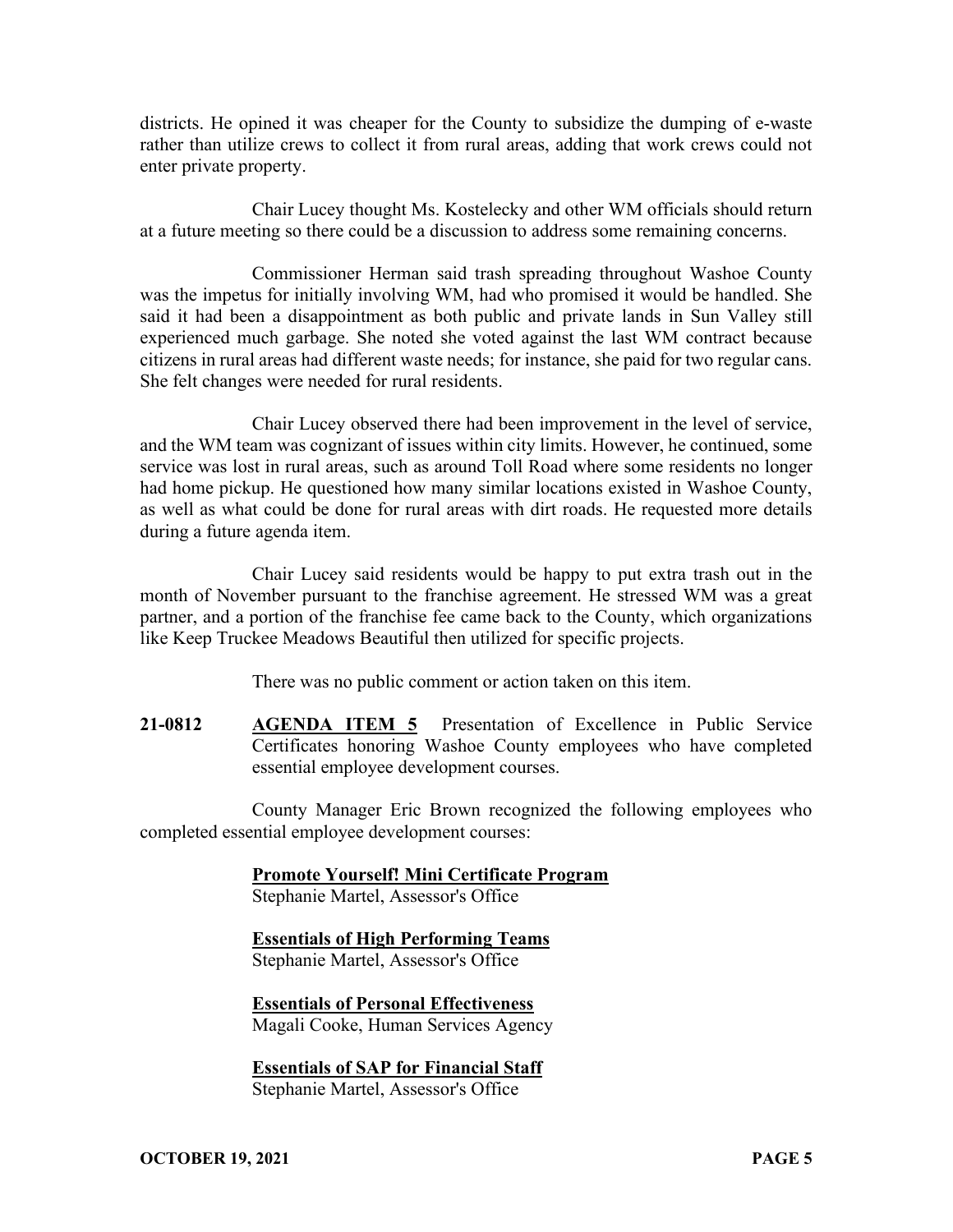districts. He opined it was cheaper for the County to subsidize the dumping of e-waste rather than utilize crews to collect it from rural areas, adding that work crews could not enter private property.

Chair Lucey thought Ms. Kostelecky and other WM officials should return at a future meeting so there could be a discussion to address some remaining concerns.

Commissioner Herman said trash spreading throughout Washoe County was the impetus for initially involving WM, had who promised it would be handled. She said it had been a disappointment as both public and private lands in Sun Valley still experienced much garbage. She noted she voted against the last WM contract because citizens in rural areas had different waste needs; for instance, she paid for two regular cans. She felt changes were needed for rural residents.

Chair Lucey observed there had been improvement in the level of service, and the WM team was cognizant of issues within city limits. However, he continued, some service was lost in rural areas, such as around Toll Road where some residents no longer had home pickup. He questioned how many similar locations existed in Washoe County, as well as what could be done for rural areas with dirt roads. He requested more details during a future agenda item.

Chair Lucey said residents would be happy to put extra trash out in the month of November pursuant to the franchise agreement. He stressed WM was a great partner, and a portion of the franchise fee came back to the County, which organizations like Keep Truckee Meadows Beautiful then utilized for specific projects.

There was no public comment or action taken on this item.

**21-0812** **AGENDA ITEM 5** Presentation of Excellence in Public Service Certificates honoring Washoe County employees who have completed essential employee development courses.

County Manager Eric Brown recognized the following employees who completed essential employee development courses:

**Promote Yourself! Mini Certificate Program**
Stephanie Martel, Assessor's Office

**Essentials of High Performing Teams**
Stephanie Martel, Assessor's Office

**Essentials of Personal Effectiveness**
Magali Cooke, Human Services Agency

**Essentials of SAP for Financial Staff**
Stephanie Martel, Assessor's Office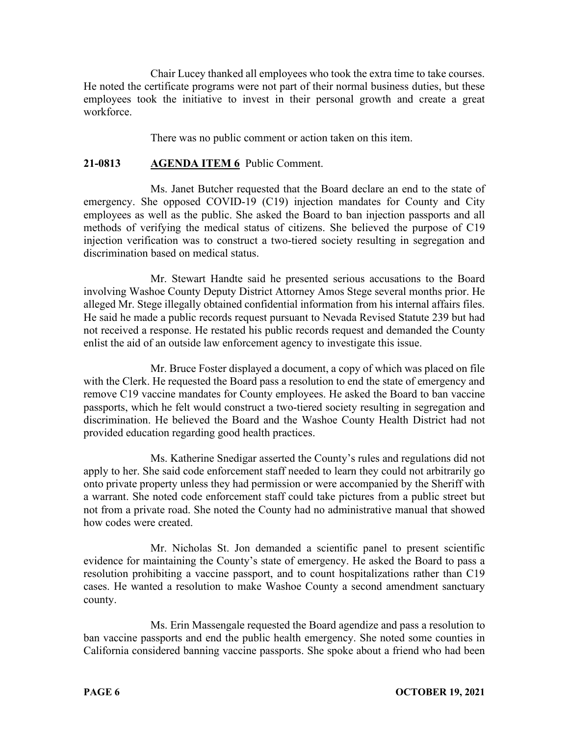Chair Lucey thanked all employees who took the extra time to take courses. He noted the certificate programs were not part of their normal business duties, but these employees took the initiative to invest in their personal growth and create a great workforce.

There was no public comment or action taken on this item.

**21-0813 AGENDA ITEM 6** Public Comment.

Ms. Janet Butcher requested that the Board declare an end to the state of emergency. She opposed COVID-19 (C19) injection mandates for County and City employees as well as the public. She asked the Board to ban injection passports and all methods of verifying the medical status of citizens. She believed the purpose of C19 injection verification was to construct a two-tiered society resulting in segregation and discrimination based on medical status.

Mr. Stewart Handte said he presented serious accusations to the Board involving Washoe County Deputy District Attorney Amos Stege several months prior. He alleged Mr. Stege illegally obtained confidential information from his internal affairs files. He said he made a public records request pursuant to Nevada Revised Statute 239 but had not received a response. He restated his public records request and demanded the County enlist the aid of an outside law enforcement agency to investigate this issue.

Mr. Bruce Foster displayed a document, a copy of which was placed on file with the Clerk. He requested the Board pass a resolution to end the state of emergency and remove C19 vaccine mandates for County employees. He asked the Board to ban vaccine passports, which he felt would construct a two-tiered society resulting in segregation and discrimination. He believed the Board and the Washoe County Health District had not provided education regarding good health practices.

Ms. Katherine Snedigar asserted the County's rules and regulations did not apply to her. She said code enforcement staff needed to learn they could not arbitrarily go onto private property unless they had permission or were accompanied by the Sheriff with a warrant. She noted code enforcement staff could take pictures from a public street but not from a private road. She noted the County had no administrative manual that showed how codes were created.

Mr. Nicholas St. Jon demanded a scientific panel to present scientific evidence for maintaining the County's state of emergency. He asked the Board to pass a resolution prohibiting a vaccine passport, and to count hospitalizations rather than C19 cases. He wanted a resolution to make Washoe County a second amendment sanctuary county.

Ms. Erin Massengale requested the Board agendize and pass a resolution to ban vaccine passports and end the public health emergency. She noted some counties in California considered banning vaccine passports. She spoke about a friend who had been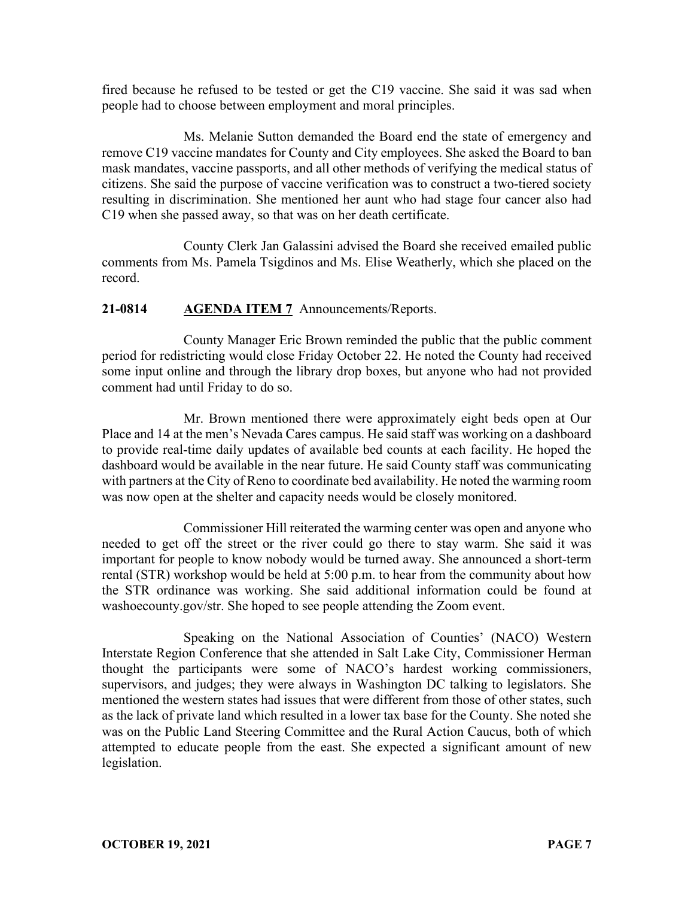fired because he refused to be tested or get the C19 vaccine. She said it was sad when people had to choose between employment and moral principles.

Ms. Melanie Sutton demanded the Board end the state of emergency and remove C19 vaccine mandates for County and City employees. She asked the Board to ban mask mandates, vaccine passports, and all other methods of verifying the medical status of citizens. She said the purpose of vaccine verification was to construct a two-tiered society resulting in discrimination. She mentioned her aunt who had stage four cancer also had C19 when she passed away, so that was on her death certificate.

County Clerk Jan Galassini advised the Board she received emailed public comments from Ms. Pamela Tsigdinos and Ms. Elise Weatherly, which she placed on the record.

**21-0814 AGENDA ITEM 7** Announcements/Reports.

County Manager Eric Brown reminded the public that the public comment period for redistricting would close Friday October 22. He noted the County had received some input online and through the library drop boxes, but anyone who had not provided comment had until Friday to do so.

Mr. Brown mentioned there were approximately eight beds open at Our Place and 14 at the men's Nevada Cares campus. He said staff was working on a dashboard to provide real-time daily updates of available bed counts at each facility. He hoped the dashboard would be available in the near future. He said County staff was communicating with partners at the City of Reno to coordinate bed availability. He noted the warming room was now open at the shelter and capacity needs would be closely monitored.

Commissioner Hill reiterated the warming center was open and anyone who needed to get off the street or the river could go there to stay warm. She said it was important for people to know nobody would be turned away. She announced a short-term rental (STR) workshop would be held at 5:00 p.m. to hear from the community about how the STR ordinance was working. She said additional information could be found at washoecounty.gov/str. She hoped to see people attending the Zoom event.

Speaking on the National Association of Counties' (NACO) Western Interstate Region Conference that she attended in Salt Lake City, Commissioner Herman thought the participants were some of NACO's hardest working commissioners, supervisors, and judges; they were always in Washington DC talking to legislators. She mentioned the western states had issues that were different from those of other states, such as the lack of private land which resulted in a lower tax base for the County. She noted she was on the Public Land Steering Committee and the Rural Action Caucus, both of which attempted to educate people from the east. She expected a significant amount of new legislation.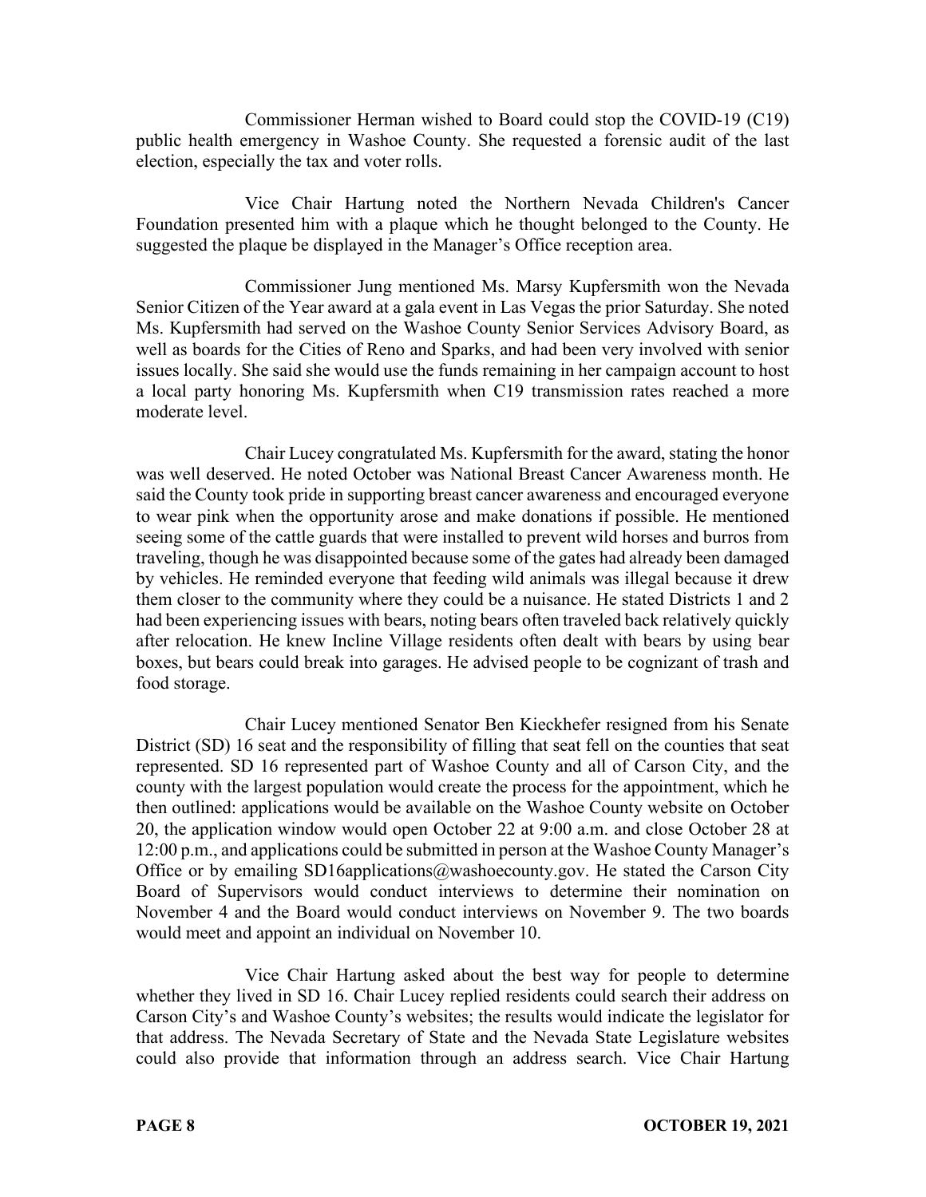Commissioner Herman wished to Board could stop the COVID-19 (C19) public health emergency in Washoe County. She requested a forensic audit of the last election, especially the tax and voter rolls.

Vice Chair Hartung noted the Northern Nevada Children's Cancer Foundation presented him with a plaque which he thought belonged to the County. He suggested the plaque be displayed in the Manager's Office reception area.

Commissioner Jung mentioned Ms. Marsy Kupfersmith won the Nevada Senior Citizen of the Year award at a gala event in Las Vegas the prior Saturday. She noted Ms. Kupfersmith had served on the Washoe County Senior Services Advisory Board, as well as boards for the Cities of Reno and Sparks, and had been very involved with senior issues locally. She said she would use the funds remaining in her campaign account to host a local party honoring Ms. Kupfersmith when C19 transmission rates reached a more moderate level.

Chair Lucey congratulated Ms. Kupfersmith for the award, stating the honor was well deserved. He noted October was National Breast Cancer Awareness month. He said the County took pride in supporting breast cancer awareness and encouraged everyone to wear pink when the opportunity arose and make donations if possible. He mentioned seeing some of the cattle guards that were installed to prevent wild horses and burros from traveling, though he was disappointed because some of the gates had already been damaged by vehicles. He reminded everyone that feeding wild animals was illegal because it drew them closer to the community where they could be a nuisance. He stated Districts 1 and 2 had been experiencing issues with bears, noting bears often traveled back relatively quickly after relocation. He knew Incline Village residents often dealt with bears by using bear boxes, but bears could break into garages. He advised people to be cognizant of trash and food storage.

Chair Lucey mentioned Senator Ben Kieckhefer resigned from his Senate District (SD) 16 seat and the responsibility of filling that seat fell on the counties that seat represented. SD 16 represented part of Washoe County and all of Carson City, and the county with the largest population would create the process for the appointment, which he then outlined: applications would be available on the Washoe County website on October 20, the application window would open October 22 at 9:00 a.m. and close October 28 at 12:00 p.m., and applications could be submitted in person at the Washoe County Manager's Office or by emailing SD16applications@washoecounty.gov. He stated the Carson City Board of Supervisors would conduct interviews to determine their nomination on November 4 and the Board would conduct interviews on November 9. The two boards would meet and appoint an individual on November 10.

Vice Chair Hartung asked about the best way for people to determine whether they lived in SD 16. Chair Lucey replied residents could search their address on Carson City's and Washoe County's websites; the results would indicate the legislator for that address. The Nevada Secretary of State and the Nevada State Legislature websites could also provide that information through an address search. Vice Chair Hartung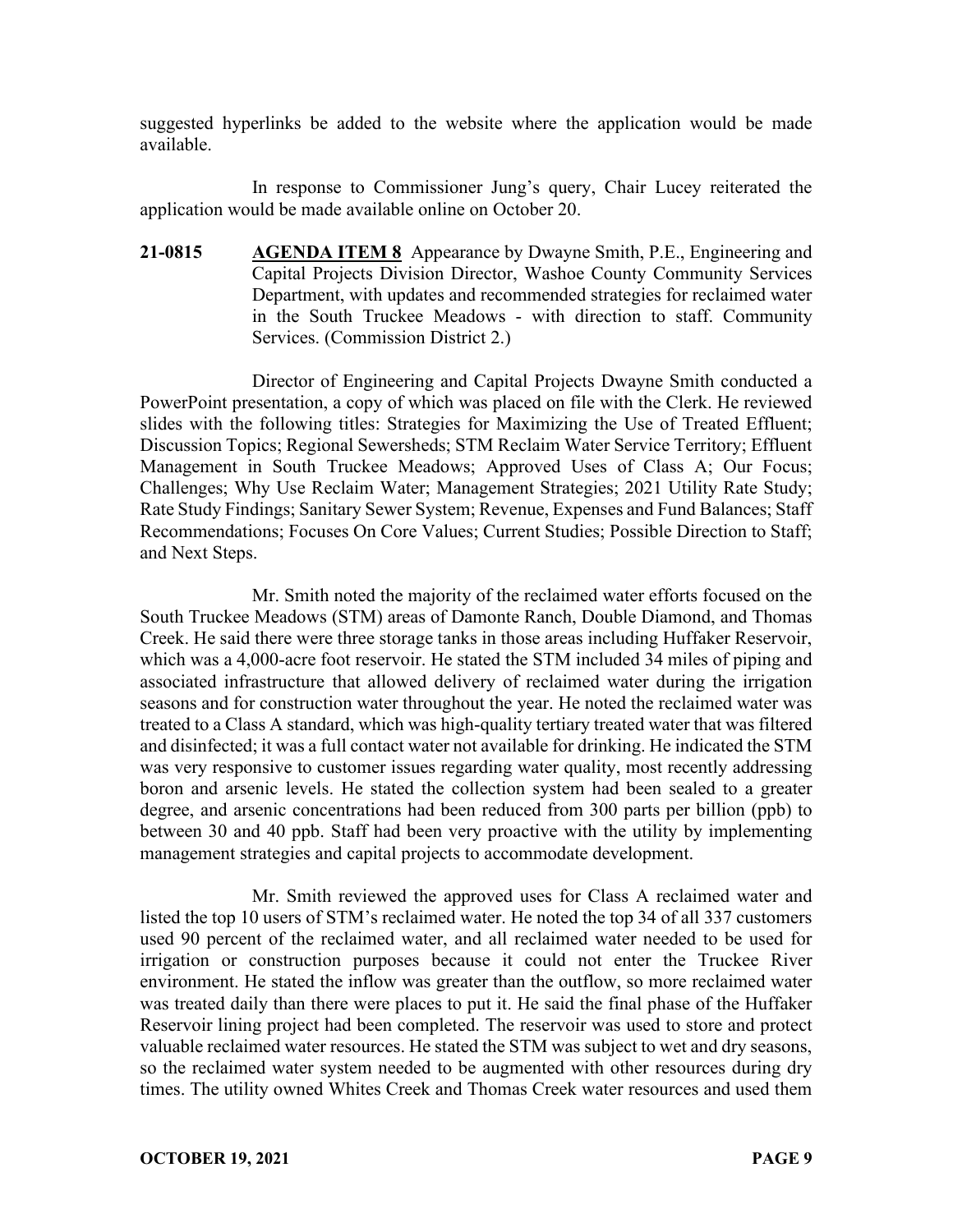suggested hyperlinks be added to the website where the application would be made available.

In response to Commissioner Jung's query, Chair Lucey reiterated the application would be made available online on October 20.

**21-0815** **AGENDA ITEM 8** Appearance by Dwayne Smith, P.E., Engineering and Capital Projects Division Director, Washoe County Community Services Department, with updates and recommended strategies for reclaimed water in the South Truckee Meadows - with direction to staff. Community Services. (Commission District 2.)

Director of Engineering and Capital Projects Dwayne Smith conducted a PowerPoint presentation, a copy of which was placed on file with the Clerk. He reviewed slides with the following titles: Strategies for Maximizing the Use of Treated Effluent; Discussion Topics; Regional Sewersheds; STM Reclaim Water Service Territory; Effluent Management in South Truckee Meadows; Approved Uses of Class A; Our Focus; Challenges; Why Use Reclaim Water; Management Strategies; 2021 Utility Rate Study; Rate Study Findings; Sanitary Sewer System; Revenue, Expenses and Fund Balances; Staff Recommendations; Focuses On Core Values; Current Studies; Possible Direction to Staff; and Next Steps.

Mr. Smith noted the majority of the reclaimed water efforts focused on the South Truckee Meadows (STM) areas of Damonte Ranch, Double Diamond, and Thomas Creek. He said there were three storage tanks in those areas including Huffaker Reservoir, which was a 4,000-acre foot reservoir. He stated the STM included 34 miles of piping and associated infrastructure that allowed delivery of reclaimed water during the irrigation seasons and for construction water throughout the year. He noted the reclaimed water was treated to a Class A standard, which was high-quality tertiary treated water that was filtered and disinfected; it was a full contact water not available for drinking. He indicated the STM was very responsive to customer issues regarding water quality, most recently addressing boron and arsenic levels. He stated the collection system had been sealed to a greater degree, and arsenic concentrations had been reduced from 300 parts per billion (ppb) to between 30 and 40 ppb. Staff had been very proactive with the utility by implementing management strategies and capital projects to accommodate development.

Mr. Smith reviewed the approved uses for Class A reclaimed water and listed the top 10 users of STM's reclaimed water. He noted the top 34 of all 337 customers used 90 percent of the reclaimed water, and all reclaimed water needed to be used for irrigation or construction purposes because it could not enter the Truckee River environment. He stated the inflow was greater than the outflow, so more reclaimed water was treated daily than there were places to put it. He said the final phase of the Huffaker Reservoir lining project had been completed. The reservoir was used to store and protect valuable reclaimed water resources. He stated the STM was subject to wet and dry seasons, so the reclaimed water system needed to be augmented with other resources during dry times. The utility owned Whites Creek and Thomas Creek water resources and used them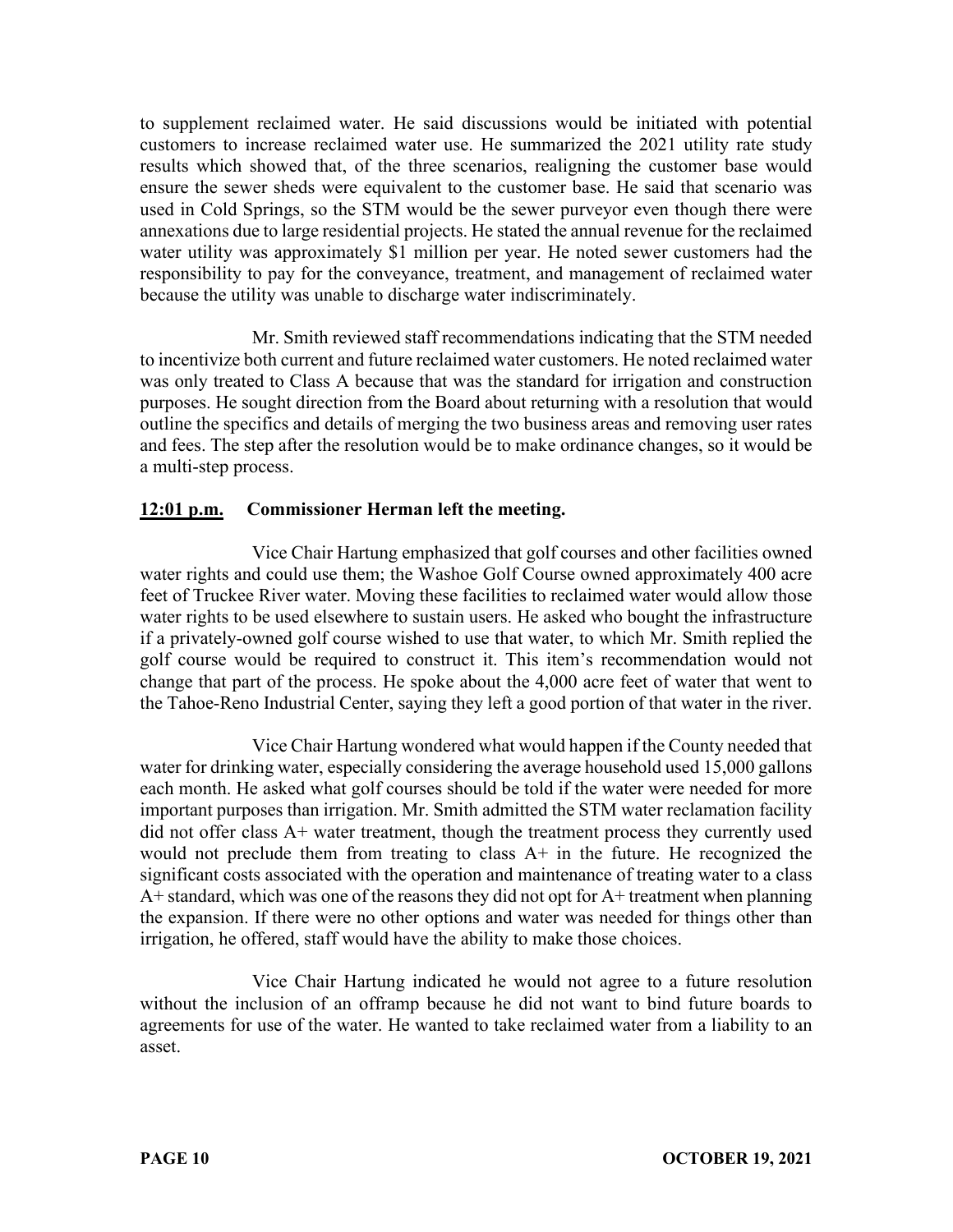to supplement reclaimed water. He said discussions would be initiated with potential customers to increase reclaimed water use. He summarized the 2021 utility rate study results which showed that, of the three scenarios, realigning the customer base would ensure the sewer sheds were equivalent to the customer base. He said that scenario was used in Cold Springs, so the STM would be the sewer purveyor even though there were annexations due to large residential projects. He stated the annual revenue for the reclaimed water utility was approximately $1 million per year. He noted sewer customers had the responsibility to pay for the conveyance, treatment, and management of reclaimed water because the utility was unable to discharge water indiscriminately.

Mr. Smith reviewed staff recommendations indicating that the STM needed to incentivize both current and future reclaimed water customers. He noted reclaimed water was only treated to Class A because that was the standard for irrigation and construction purposes. He sought direction from the Board about returning with a resolution that would outline the specifics and details of merging the two business areas and removing user rates and fees. The step after the resolution would be to make ordinance changes, so it would be a multi-step process.

**12:01 p.m. Commissioner Herman left the meeting.**

Vice Chair Hartung emphasized that golf courses and other facilities owned water rights and could use them; the Washoe Golf Course owned approximately 400 acre feet of Truckee River water. Moving these facilities to reclaimed water would allow those water rights to be used elsewhere to sustain users. He asked who bought the infrastructure if a privately-owned golf course wished to use that water, to which Mr. Smith replied the golf course would be required to construct it. This item's recommendation would not change that part of the process. He spoke about the 4,000 acre feet of water that went to the Tahoe-Reno Industrial Center, saying they left a good portion of that water in the river.

Vice Chair Hartung wondered what would happen if the County needed that water for drinking water, especially considering the average household used 15,000 gallons each month. He asked what golf courses should be told if the water were needed for more important purposes than irrigation. Mr. Smith admitted the STM water reclamation facility did not offer class A+ water treatment, though the treatment process they currently used would not preclude them from treating to class A+ in the future. He recognized the significant costs associated with the operation and maintenance of treating water to a class A+ standard, which was one of the reasons they did not opt for A+ treatment when planning the expansion. If there were no other options and water was needed for things other than irrigation, he offered, staff would have the ability to make those choices.

Vice Chair Hartung indicated he would not agree to a future resolution without the inclusion of an offramp because he did not want to bind future boards to agreements for use of the water. He wanted to take reclaimed water from a liability to an asset.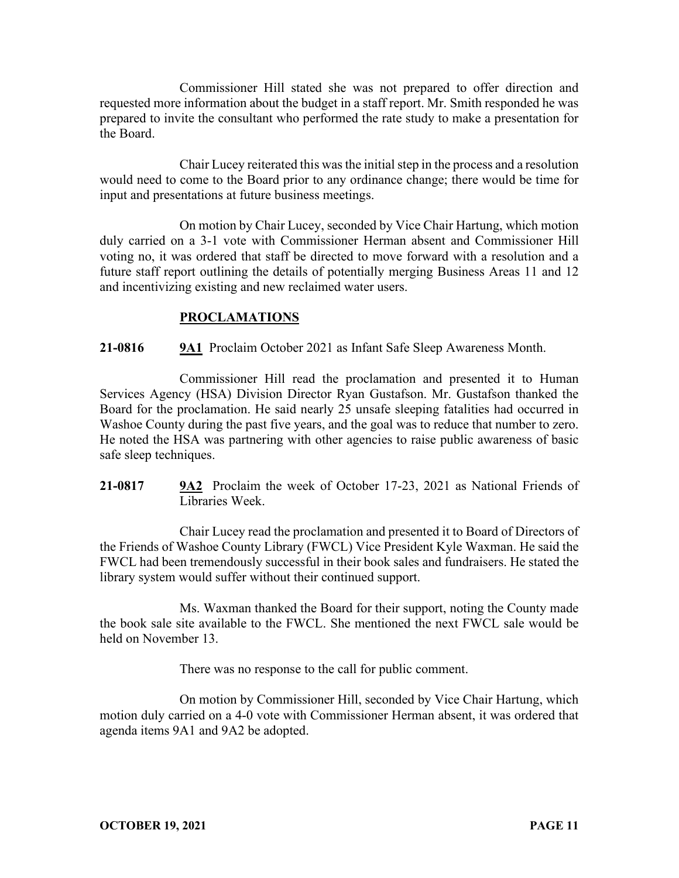Commissioner Hill stated she was not prepared to offer direction and requested more information about the budget in a staff report. Mr. Smith responded he was prepared to invite the consultant who performed the rate study to make a presentation for the Board.

Chair Lucey reiterated this was the initial step in the process and a resolution would need to come to the Board prior to any ordinance change; there would be time for input and presentations at future business meetings.

On motion by Chair Lucey, seconded by Vice Chair Hartung, which motion duly carried on a 3-1 vote with Commissioner Herman absent and Commissioner Hill voting no, it was ordered that staff be directed to move forward with a resolution and a future staff report outlining the details of potentially merging Business Areas 11 and 12 and incentivizing existing and new reclaimed water users.

## PROCLAMATIONS

**21-0816** **9A1** Proclaim October 2021 as Infant Safe Sleep Awareness Month.

Commissioner Hill read the proclamation and presented it to Human Services Agency (HSA) Division Director Ryan Gustafson. Mr. Gustafson thanked the Board for the proclamation. He said nearly 25 unsafe sleeping fatalities had occurred in Washoe County during the past five years, and the goal was to reduce that number to zero. He noted the HSA was partnering with other agencies to raise public awareness of basic safe sleep techniques.

**21-0817** **9A2** Proclaim the week of October 17-23, 2021 as National Friends of Libraries Week.

Chair Lucey read the proclamation and presented it to Board of Directors of the Friends of Washoe County Library (FWCL) Vice President Kyle Waxman. He said the FWCL had been tremendously successful in their book sales and fundraisers. He stated the library system would suffer without their continued support.

Ms. Waxman thanked the Board for their support, noting the County made the book sale site available to the FWCL. She mentioned the next FWCL sale would be held on November 13.

There was no response to the call for public comment.

On motion by Commissioner Hill, seconded by Vice Chair Hartung, which motion duly carried on a 4-0 vote with Commissioner Herman absent, it was ordered that agenda items 9A1 and 9A2 be adopted.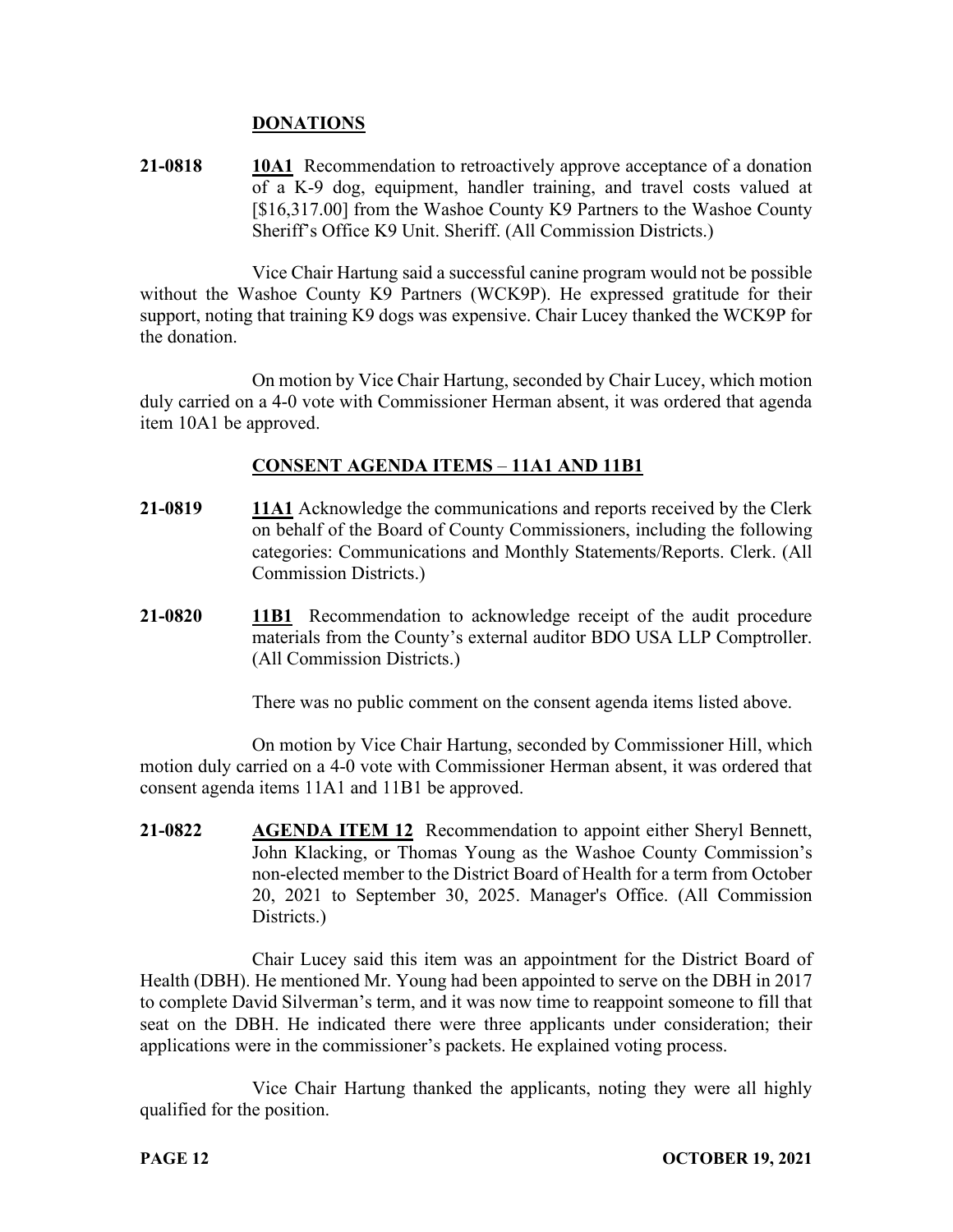## DONATIONS

**21-0818** **10A1** Recommendation to retroactively approve acceptance of a donation of a K-9 dog, equipment, handler training, and travel costs valued at [$16,317.00] from the Washoe County K9 Partners to the Washoe County Sheriff's Office K9 Unit. Sheriff. (All Commission Districts.)

Vice Chair Hartung said a successful canine program would not be possible without the Washoe County K9 Partners (WCK9P). He expressed gratitude for their support, noting that training K9 dogs was expensive. Chair Lucey thanked the WCK9P for the donation.

On motion by Vice Chair Hartung, seconded by Chair Lucey, which motion duly carried on a 4-0 vote with Commissioner Herman absent, it was ordered that agenda item 10A1 be approved.

## CONSENT AGENDA ITEMS – 11A1 AND 11B1

**21-0819** **11A1** Acknowledge the communications and reports received by the Clerk on behalf of the Board of County Commissioners, including the following categories: Communications and Monthly Statements/Reports. Clerk. (All Commission Districts.)

**21-0820** **11B1** Recommendation to acknowledge receipt of the audit procedure materials from the County's external auditor BDO USA LLP Comptroller. (All Commission Districts.)

There was no public comment on the consent agenda items listed above.

On motion by Vice Chair Hartung, seconded by Commissioner Hill, which motion duly carried on a 4-0 vote with Commissioner Herman absent, it was ordered that consent agenda items 11A1 and 11B1 be approved.

**21-0822** **AGENDA ITEM 12** Recommendation to appoint either Sheryl Bennett, John Klacking, or Thomas Young as the Washoe County Commission's non-elected member to the District Board of Health for a term from October 20, 2021 to September 30, 2025. Manager's Office. (All Commission Districts.)

Chair Lucey said this item was an appointment for the District Board of Health (DBH). He mentioned Mr. Young had been appointed to serve on the DBH in 2017 to complete David Silverman's term, and it was now time to reappoint someone to fill that seat on the DBH. He indicated there were three applicants under consideration; their applications were in the commissioner's packets. He explained voting process.

Vice Chair Hartung thanked the applicants, noting they were all highly qualified for the position.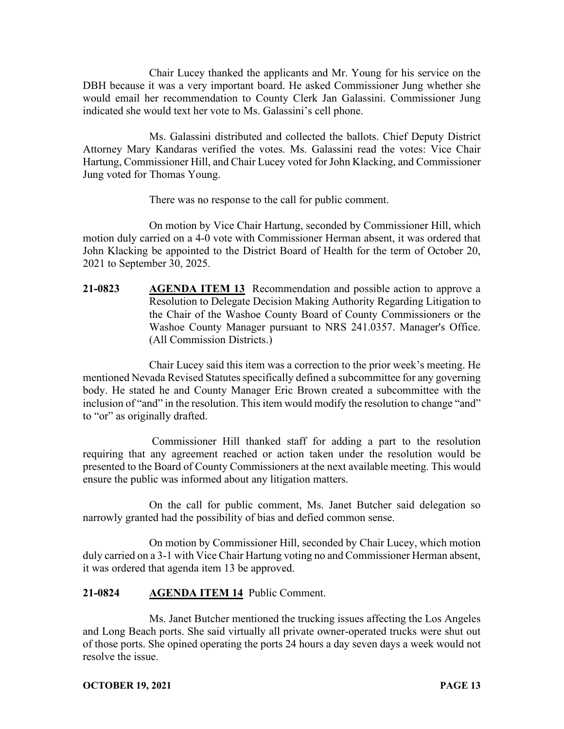Chair Lucey thanked the applicants and Mr. Young for his service on the DBH because it was a very important board. He asked Commissioner Jung whether she would email her recommendation to County Clerk Jan Galassini. Commissioner Jung indicated she would text her vote to Ms. Galassini's cell phone.

Ms. Galassini distributed and collected the ballots. Chief Deputy District Attorney Mary Kandaras verified the votes. Ms. Galassini read the votes: Vice Chair Hartung, Commissioner Hill, and Chair Lucey voted for John Klacking, and Commissioner Jung voted for Thomas Young.

There was no response to the call for public comment.

On motion by Vice Chair Hartung, seconded by Commissioner Hill, which motion duly carried on a 4-0 vote with Commissioner Herman absent, it was ordered that John Klacking be appointed to the District Board of Health for the term of October 20, 2021 to September 30, 2025.

**21-0823** **AGENDA ITEM 13** Recommendation and possible action to approve a Resolution to Delegate Decision Making Authority Regarding Litigation to the Chair of the Washoe County Board of County Commissioners or the Washoe County Manager pursuant to NRS 241.0357. Manager's Office. (All Commission Districts.)

Chair Lucey said this item was a correction to the prior week's meeting. He mentioned Nevada Revised Statutes specifically defined a subcommittee for any governing body. He stated he and County Manager Eric Brown created a subcommittee with the inclusion of "and" in the resolution. This item would modify the resolution to change "and" to "or" as originally drafted.

Commissioner Hill thanked staff for adding a part to the resolution requiring that any agreement reached or action taken under the resolution would be presented to the Board of County Commissioners at the next available meeting. This would ensure the public was informed about any litigation matters.

On the call for public comment, Ms. Janet Butcher said delegation so narrowly granted had the possibility of bias and defied common sense.

On motion by Commissioner Hill, seconded by Chair Lucey, which motion duly carried on a 3-1 with Vice Chair Hartung voting no and Commissioner Herman absent, it was ordered that agenda item 13 be approved.

**21-0824** **AGENDA ITEM 14** Public Comment.

Ms. Janet Butcher mentioned the trucking issues affecting the Los Angeles and Long Beach ports. She said virtually all private owner-operated trucks were shut out of those ports. She opined operating the ports 24 hours a day seven days a week would not resolve the issue.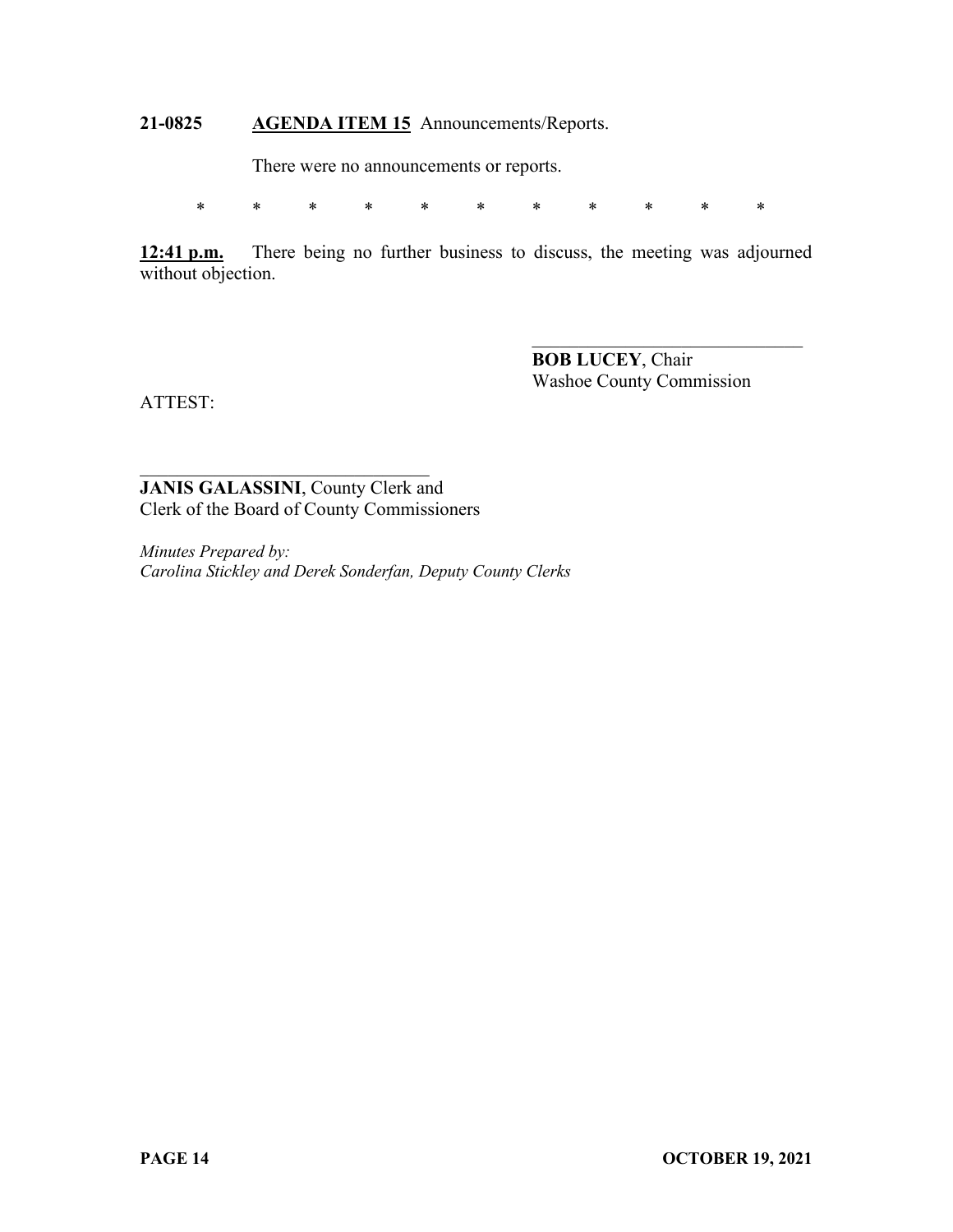**21-0825** **AGENDA ITEM 15** Announcements/Reports.

There were no announcements or reports.

\* \* \* \* \* \* \* \* \* \* \*

**12:41 p.m.** There being no further business to discuss, the meeting was adjourned without objection.

\_\_\_\_\_\_\_\_\_\_\_\_\_\_\_\_\_\_\_\_\_\_\_\_\_\_\_\_\_\_
**BOB LUCEY**, Chair
Washoe County Commission

ATTEST:

\_\_\_\_\_\_\_\_\_\_\_\_\_\_\_\_\_\_\_\_\_\_\_\_\_\_\_\_\_\_
**JANIS GALASSINI**, County Clerk and
Clerk of the Board of County Commissioners

*Minutes Prepared by:*
*Carolina Stickley and Derek Sonderfan, Deputy County Clerks*